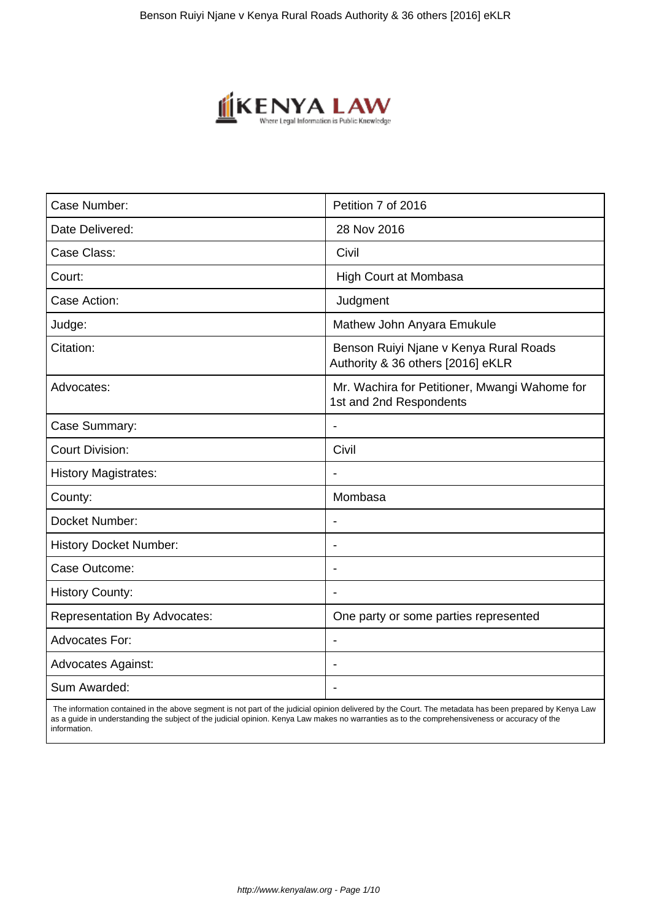| Case Number: | Petition 7 of 2016 |
| --- | --- |
| Date Delivered: | 28 Nov 2016 |
| Case Class: | Civil |
| Court: | High Court at Mombasa |
| Case Action: | Judgment |
| Judge: | Mathew John Anyara Emukule |
| Citation: | Benson Ruiyi Njane v Kenya Rural Roads Authority & 36 others [2016] eKLR |
| Advocates: | Mr. Wachira for Petitioner, Mwangi Wahome for 1st and 2nd Respondents |
| Case Summary: | - |
| Court Division: | Civil |
| History Magistrates: | - |
| County: | Mombasa |
| Docket Number: | - |
| History Docket Number: | - |
| Case Outcome: | - |
| History County: | - |
| Representation By Advocates: | One party or some parties represented |
| Advocates For: | - |
| Advocates Against: | - |
| Sum Awarded: | - |

The information contained in the above segment is not part of the judicial opinion delivered by the Court. The metadata has been prepared by Kenya Law as a guide in understanding the subject of the judicial opinion. Kenya Law makes no warranties as to the comprehensiveness or accuracy of the information.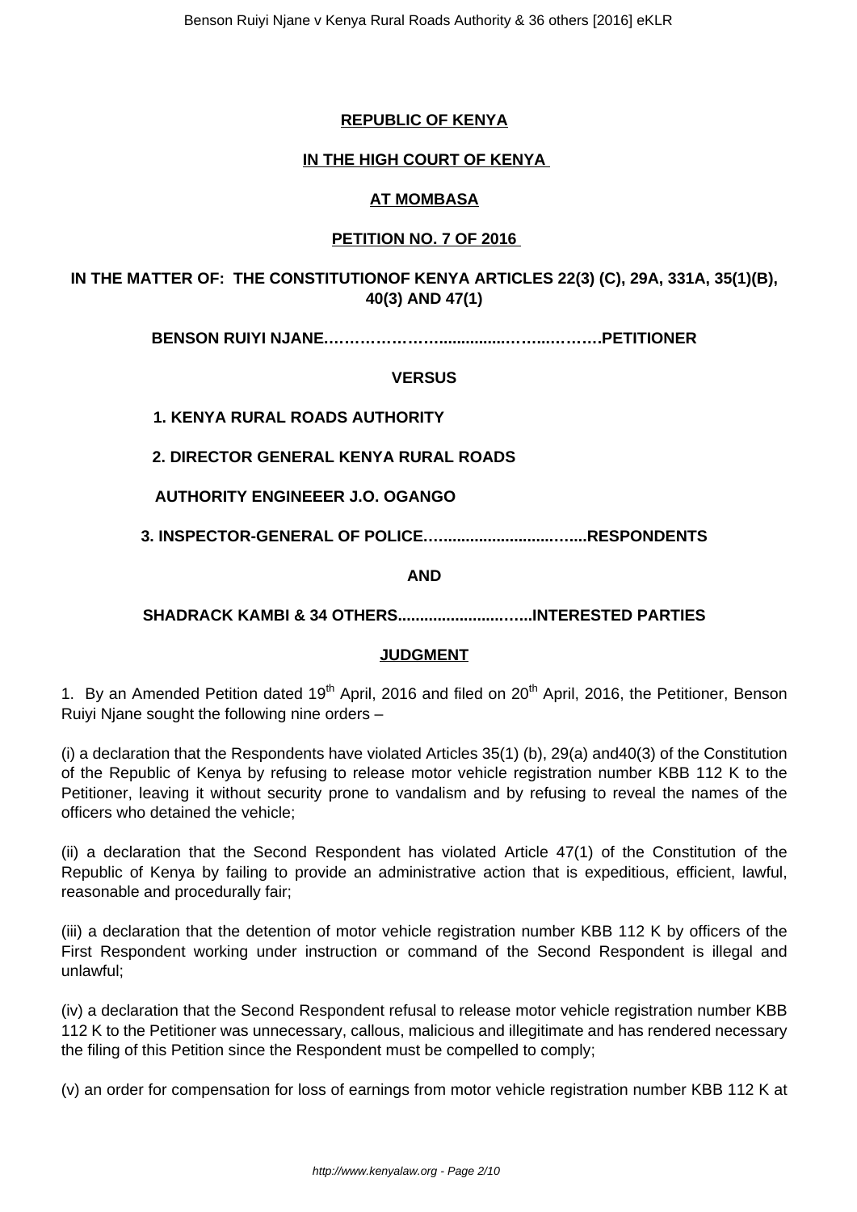**REPUBLIC OF KENYA**

**IN THE HIGH COURT OF KENYA**

**AT MOMBASA**

**PETITION NO. 7 OF 2016**

**IN THE MATTER OF: THE CONSTITUTIONOF KENYA ARTICLES 22(3) (C), 29A, 331A, 35(1)(B), 40(3) AND 47(1)**

**BENSON RUIYI NJANE……………………..............……...……….PETITIONER**

**VERSUS**

**1. KENYA RURAL ROADS AUTHORITY**

**2. DIRECTOR GENERAL KENYA RURAL ROADS**

**AUTHORITY ENGINEEER J.O. OGANGO**

**3. INSPECTOR-GENERAL OF POLICE…...........................…....RESPONDENTS**

**AND**

**SHADRACK KAMBI & 34 OTHERS..........................…...INTERESTED PARTIES**

**JUDGMENT**

1. By an Amended Petition dated 19th April, 2016 and filed on 20th April, 2016, the Petitioner, Benson Ruiyi Njane sought the following nine orders –

(i) a declaration that the Respondents have violated Articles 35(1) (b), 29(a) and40(3) of the Constitution of the Republic of Kenya by refusing to release motor vehicle registration number KBB 112 K to the Petitioner, leaving it without security prone to vandalism and by refusing to reveal the names of the officers who detained the vehicle;

(ii) a declaration that the Second Respondent has violated Article 47(1) of the Constitution of the Republic of Kenya by failing to provide an administrative action that is expeditious, efficient, lawful, reasonable and procedurally fair;

(iii) a declaration that the detention of motor vehicle registration number KBB 112 K by officers of the First Respondent working under instruction or command of the Second Respondent is illegal and unlawful;

(iv) a declaration that the Second Respondent refusal to release motor vehicle registration number KBB 112 K to the Petitioner was unnecessary, callous, malicious and illegitimate and has rendered necessary the filing of this Petition since the Respondent must be compelled to comply;

(v) an order for compensation for loss of earnings from motor vehicle registration number KBB 112 K at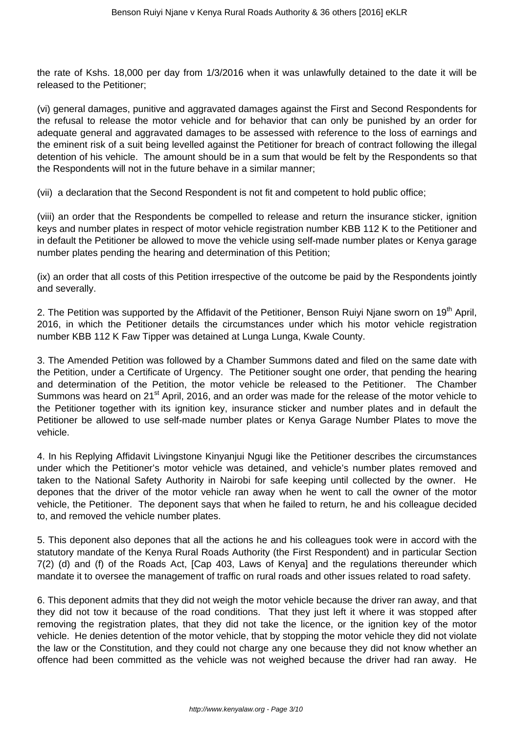the rate of Kshs. 18,000 per day from 1/3/2016 when it was unlawfully detained to the date it will be released to the Petitioner;

(vi) general damages, punitive and aggravated damages against the First and Second Respondents for the refusal to release the motor vehicle and for behavior that can only be punished by an order for adequate general and aggravated damages to be assessed with reference to the loss of earnings and the eminent risk of a suit being levelled against the Petitioner for breach of contract following the illegal detention of his vehicle. The amount should be in a sum that would be felt by the Respondents so that the Respondents will not in the future behave in a similar manner;

(vii) a declaration that the Second Respondent is not fit and competent to hold public office;

(viii) an order that the Respondents be compelled to release and return the insurance sticker, ignition keys and number plates in respect of motor vehicle registration number KBB 112 K to the Petitioner and in default the Petitioner be allowed to move the vehicle using self-made number plates or Kenya garage number plates pending the hearing and determination of this Petition;

(ix) an order that all costs of this Petition irrespective of the outcome be paid by the Respondents jointly and severally.

2. The Petition was supported by the Affidavit of the Petitioner, Benson Ruiyi Njane sworn on 19th April, 2016, in which the Petitioner details the circumstances under which his motor vehicle registration number KBB 112 K Faw Tipper was detained at Lunga Lunga, Kwale County.

3. The Amended Petition was followed by a Chamber Summons dated and filed on the same date with the Petition, under a Certificate of Urgency. The Petitioner sought one order, that pending the hearing and determination of the Petition, the motor vehicle be released to the Petitioner. The Chamber Summons was heard on 21st April, 2016, and an order was made for the release of the motor vehicle to the Petitioner together with its ignition key, insurance sticker and number plates and in default the Petitioner be allowed to use self-made number plates or Kenya Garage Number Plates to move the vehicle.

4. In his Replying Affidavit Livingstone Kinyanjui Ngugi like the Petitioner describes the circumstances under which the Petitioner's motor vehicle was detained, and vehicle's number plates removed and taken to the National Safety Authority in Nairobi for safe keeping until collected by the owner. He depones that the driver of the motor vehicle ran away when he went to call the owner of the motor vehicle, the Petitioner. The deponent says that when he failed to return, he and his colleague decided to, and removed the vehicle number plates.

5. This deponent also depones that all the actions he and his colleagues took were in accord with the statutory mandate of the Kenya Rural Roads Authority (the First Respondent) and in particular Section 7(2) (d) and (f) of the Roads Act, [Cap 403, Laws of Kenya] and the regulations thereunder which mandate it to oversee the management of traffic on rural roads and other issues related to road safety.

6. This deponent admits that they did not weigh the motor vehicle because the driver ran away, and that they did not tow it because of the road conditions. That they just left it where it was stopped after removing the registration plates, that they did not take the licence, or the ignition key of the motor vehicle. He denies detention of the motor vehicle, that by stopping the motor vehicle they did not violate the law or the Constitution, and they could not charge any one because they did not know whether an offence had been committed as the vehicle was not weighed because the driver had ran away. He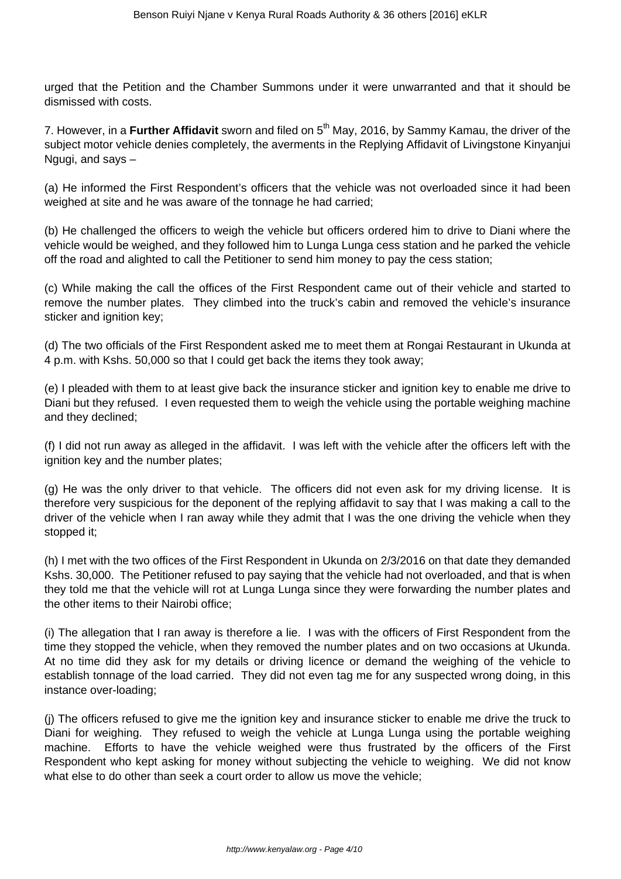urged that the Petition and the Chamber Summons under it were unwarranted and that it should be dismissed with costs.

7. However, in a **Further Affidavit** sworn and filed on 5th May, 2016, by Sammy Kamau, the driver of the subject motor vehicle denies completely, the averments in the Replying Affidavit of Livingstone Kinyanjui Ngugi, and says –

(a) He informed the First Respondent's officers that the vehicle was not overloaded since it had been weighed at site and he was aware of the tonnage he had carried;

(b) He challenged the officers to weigh the vehicle but officers ordered him to drive to Diani where the vehicle would be weighed, and they followed him to Lunga Lunga cess station and he parked the vehicle off the road and alighted to call the Petitioner to send him money to pay the cess station;

(c) While making the call the offices of the First Respondent came out of their vehicle and started to remove the number plates. They climbed into the truck's cabin and removed the vehicle's insurance sticker and ignition key;

(d) The two officials of the First Respondent asked me to meet them at Rongai Restaurant in Ukunda at 4 p.m. with Kshs. 50,000 so that I could get back the items they took away;

(e) I pleaded with them to at least give back the insurance sticker and ignition key to enable me drive to Diani but they refused. I even requested them to weigh the vehicle using the portable weighing machine and they declined;

(f) I did not run away as alleged in the affidavit. I was left with the vehicle after the officers left with the ignition key and the number plates;

(g) He was the only driver to that vehicle. The officers did not even ask for my driving license. It is therefore very suspicious for the deponent of the replying affidavit to say that I was making a call to the driver of the vehicle when I ran away while they admit that I was the one driving the vehicle when they stopped it;

(h) I met with the two offices of the First Respondent in Ukunda on 2/3/2016 on that date they demanded Kshs. 30,000. The Petitioner refused to pay saying that the vehicle had not overloaded, and that is when they told me that the vehicle will rot at Lunga Lunga since they were forwarding the number plates and the other items to their Nairobi office;

(i) The allegation that I ran away is therefore a lie. I was with the officers of First Respondent from the time they stopped the vehicle, when they removed the number plates and on two occasions at Ukunda. At no time did they ask for my details or driving licence or demand the weighing of the vehicle to establish tonnage of the load carried. They did not even tag me for any suspected wrong doing, in this instance over-loading;

(j) The officers refused to give me the ignition key and insurance sticker to enable me drive the truck to Diani for weighing. They refused to weigh the vehicle at Lunga Lunga using the portable weighing machine. Efforts to have the vehicle weighed were thus frustrated by the officers of the First Respondent who kept asking for money without subjecting the vehicle to weighing. We did not know what else to do other than seek a court order to allow us move the vehicle;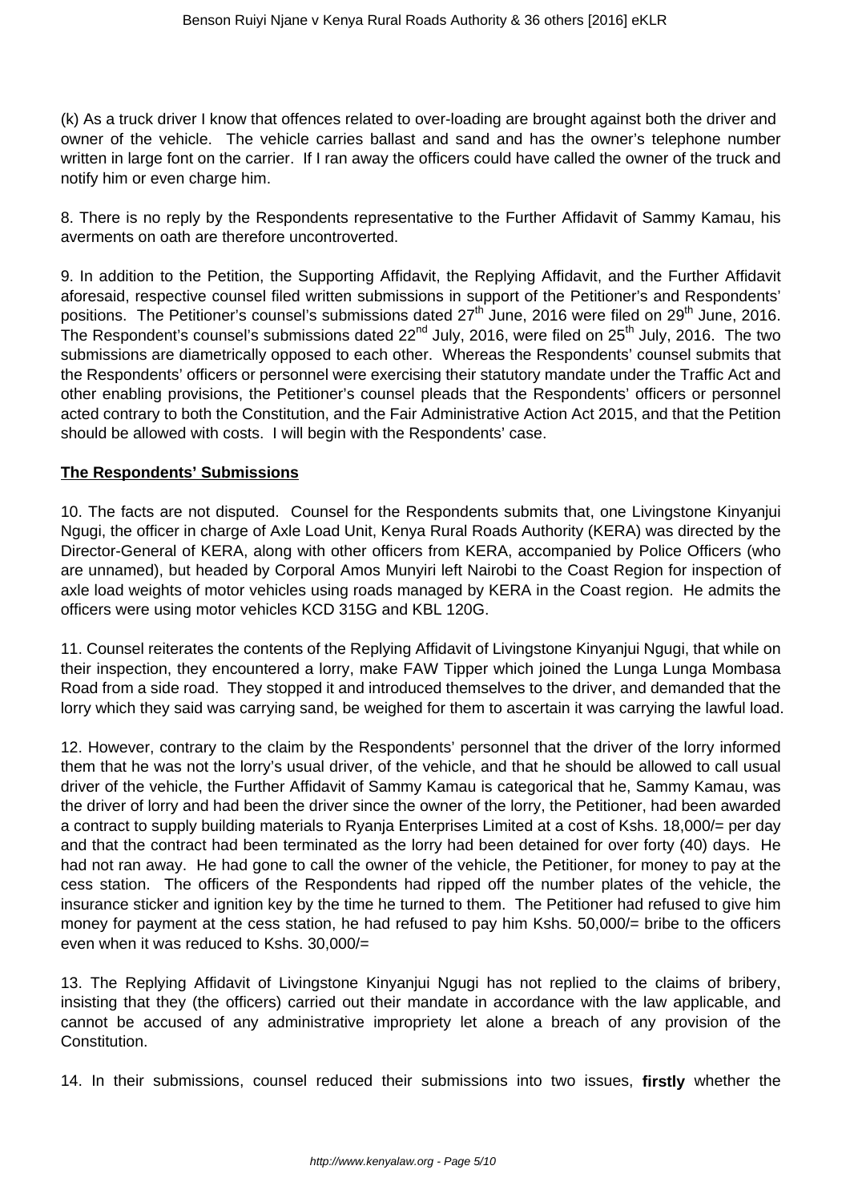(k) As a truck driver I know that offences related to over-loading are brought against both the driver and owner of the vehicle. The vehicle carries ballast and sand and has the owner's telephone number written in large font on the carrier. If I ran away the officers could have called the owner of the truck and notify him or even charge him.

8. There is no reply by the Respondents representative to the Further Affidavit of Sammy Kamau, his averments on oath are therefore uncontroverted.

9. In addition to the Petition, the Supporting Affidavit, the Replying Affidavit, and the Further Affidavit aforesaid, respective counsel filed written submissions in support of the Petitioner's and Respondents' positions. The Petitioner's counsel's submissions dated 27th June, 2016 were filed on 29th June, 2016. The Respondent's counsel's submissions dated 22nd July, 2016, were filed on 25th July, 2016. The two submissions are diametrically opposed to each other. Whereas the Respondents' counsel submits that the Respondents' officers or personnel were exercising their statutory mandate under the Traffic Act and other enabling provisions, the Petitioner's counsel pleads that the Respondents' officers or personnel acted contrary to both the Constitution, and the Fair Administrative Action Act 2015, and that the Petition should be allowed with costs. I will begin with the Respondents' case.

**The Respondents' Submissions**

10. The facts are not disputed. Counsel for the Respondents submits that, one Livingstone Kinyanjui Ngugi, the officer in charge of Axle Load Unit, Kenya Rural Roads Authority (KERA) was directed by the Director-General of KERA, along with other officers from KERA, accompanied by Police Officers (who are unnamed), but headed by Corporal Amos Munyiri left Nairobi to the Coast Region for inspection of axle load weights of motor vehicles using roads managed by KERA in the Coast region. He admits the officers were using motor vehicles KCD 315G and KBL 120G.

11. Counsel reiterates the contents of the Replying Affidavit of Livingstone Kinyanjui Ngugi, that while on their inspection, they encountered a lorry, make FAW Tipper which joined the Lunga Lunga Mombasa Road from a side road. They stopped it and introduced themselves to the driver, and demanded that the lorry which they said was carrying sand, be weighed for them to ascertain it was carrying the lawful load.

12. However, contrary to the claim by the Respondents' personnel that the driver of the lorry informed them that he was not the lorry's usual driver, of the vehicle, and that he should be allowed to call usual driver of the vehicle, the Further Affidavit of Sammy Kamau is categorical that he, Sammy Kamau, was the driver of lorry and had been the driver since the owner of the lorry, the Petitioner, had been awarded a contract to supply building materials to Ryanja Enterprises Limited at a cost of Kshs. 18,000/= per day and that the contract had been terminated as the lorry had been detained for over forty (40) days. He had not ran away. He had gone to call the owner of the vehicle, the Petitioner, for money to pay at the cess station. The officers of the Respondents had ripped off the number plates of the vehicle, the insurance sticker and ignition key by the time he turned to them. The Petitioner had refused to give him money for payment at the cess station, he had refused to pay him Kshs. 50,000/= bribe to the officers even when it was reduced to Kshs. 30,000/=

13. The Replying Affidavit of Livingstone Kinyanjui Ngugi has not replied to the claims of bribery, insisting that they (the officers) carried out their mandate in accordance with the law applicable, and cannot be accused of any administrative impropriety let alone a breach of any provision of the Constitution.

14. In their submissions, counsel reduced their submissions into two issues, **firstly** whether the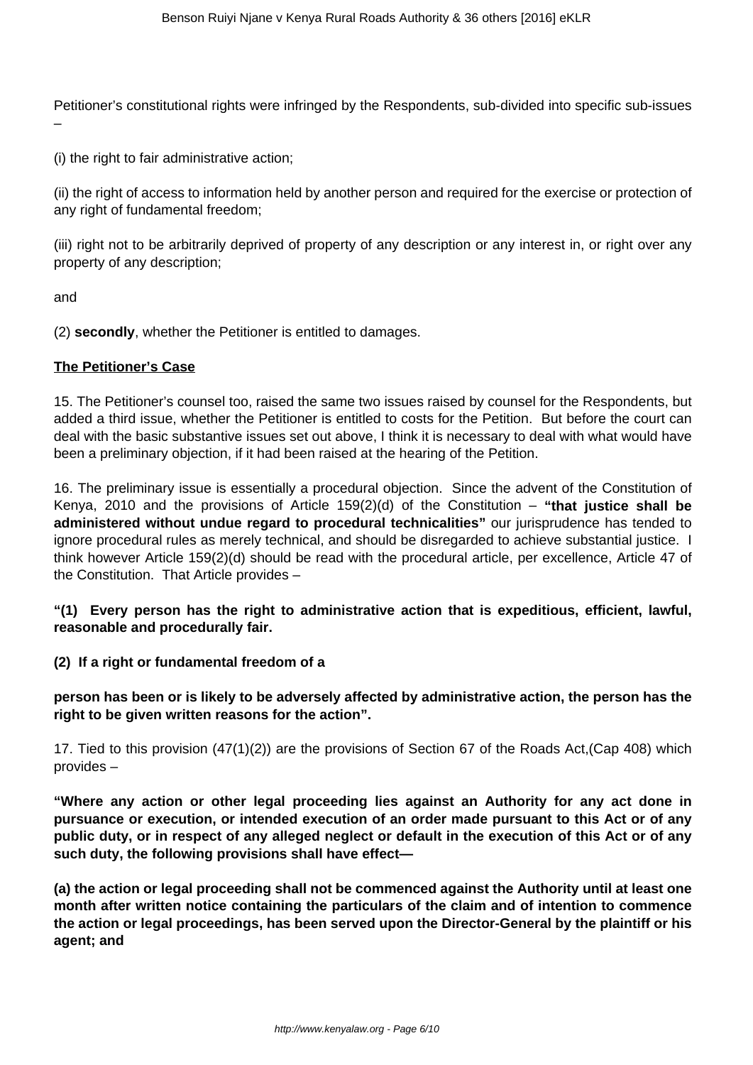Petitioner's constitutional rights were infringed by the Respondents, sub-divided into specific sub-issues –

(i) the right to fair administrative action;

(ii) the right of access to information held by another person and required for the exercise or protection of any right of fundamental freedom;

(iii) right not to be arbitrarily deprived of property of any description or any interest in, or right over any property of any description;

and

(2) **secondly**, whether the Petitioner is entitled to damages.

**The Petitioner's Case**

15. The Petitioner's counsel too, raised the same two issues raised by counsel for the Respondents, but added a third issue, whether the Petitioner is entitled to costs for the Petition. But before the court can deal with the basic substantive issues set out above, I think it is necessary to deal with what would have been a preliminary objection, if it had been raised at the hearing of the Petition.

16. The preliminary issue is essentially a procedural objection. Since the advent of the Constitution of Kenya, 2010 and the provisions of Article 159(2)(d) of the Constitution – **"that justice shall be administered without undue regard to procedural technicalities"** our jurisprudence has tended to ignore procedural rules as merely technical, and should be disregarded to achieve substantial justice. I think however Article 159(2)(d) should be read with the procedural article, per excellence, Article 47 of the Constitution. That Article provides –

**"(1) Every person has the right to administrative action that is expeditious, efficient, lawful, reasonable and procedurally fair.**

**(2) If a right or fundamental freedom of a**

**person has been or is likely to be adversely affected by administrative action, the person has the right to be given written reasons for the action".**

17. Tied to this provision (47(1)(2)) are the provisions of Section 67 of the Roads Act,(Cap 408) which provides –

**"Where any action or other legal proceeding lies against an Authority for any act done in pursuance or execution, or intended execution of an order made pursuant to this Act or of any public duty, or in respect of any alleged neglect or default in the execution of this Act or of any such duty, the following provisions shall have effect—**

**(a) the action or legal proceeding shall not be commenced against the Authority until at least one month after written notice containing the particulars of the claim and of intention to commence the action or legal proceedings, has been served upon the Director-General by the plaintiff or his agent; and**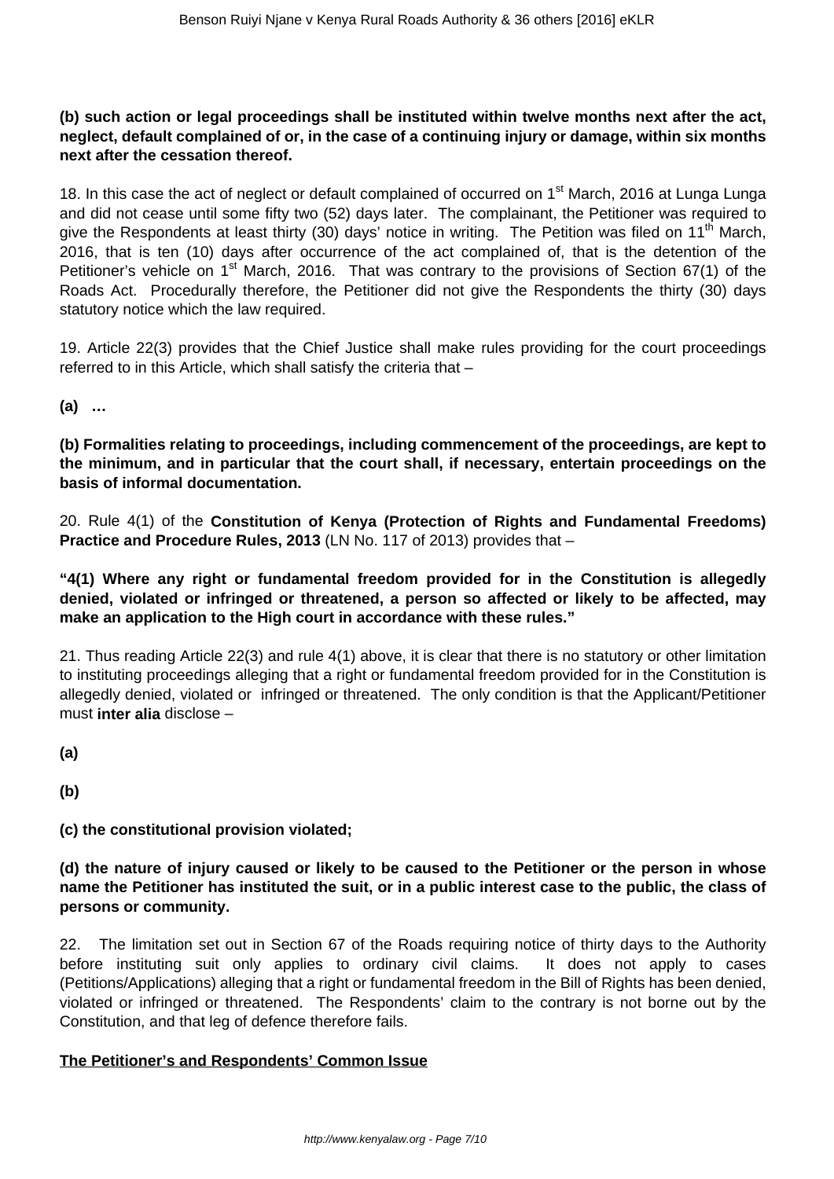**(b) such action or legal proceedings shall be instituted within twelve months next after the act, neglect, default complained of or, in the case of a continuing injury or damage, within six months next after the cessation thereof.**

18. In this case the act of neglect or default complained of occurred on 1st March, 2016 at Lunga Lunga and did not cease until some fifty two (52) days later. The complainant, the Petitioner was required to give the Respondents at least thirty (30) days' notice in writing. The Petition was filed on 11th March, 2016, that is ten (10) days after occurrence of the act complained of, that is the detention of the Petitioner's vehicle on 1st March, 2016. That was contrary to the provisions of Section 67(1) of the Roads Act. Procedurally therefore, the Petitioner did not give the Respondents the thirty (30) days statutory notice which the law required.

19. Article 22(3) provides that the Chief Justice shall make rules providing for the court proceedings referred to in this Article, which shall satisfy the criteria that –

**(a) …**

**(b) Formalities relating to proceedings, including commencement of the proceedings, are kept to the minimum, and in particular that the court shall, if necessary, entertain proceedings on the basis of informal documentation.**

20. Rule 4(1) of the **Constitution of Kenya (Protection of Rights and Fundamental Freedoms) Practice and Procedure Rules, 2013** (LN No. 117 of 2013) provides that –

**"4(1) Where any right or fundamental freedom provided for in the Constitution is allegedly denied, violated or infringed or threatened, a person so affected or likely to be affected, may make an application to the High court in accordance with these rules."**

21. Thus reading Article 22(3) and rule 4(1) above, it is clear that there is no statutory or other limitation to instituting proceedings alleging that a right or fundamental freedom provided for in the Constitution is allegedly denied, violated or infringed or threatened. The only condition is that the Applicant/Petitioner must **inter alia** disclose –

**(a)**

**(b)**

**(c) the constitutional provision violated;**

**(d) the nature of injury caused or likely to be caused to the Petitioner or the person in whose name the Petitioner has instituted the suit, or in a public interest case to the public, the class of persons or community.**

22. The limitation set out in Section 67 of the Roads requiring notice of thirty days to the Authority before instituting suit only applies to ordinary civil claims. It does not apply to cases (Petitions/Applications) alleging that a right or fundamental freedom in the Bill of Rights has been denied, violated or infringed or threatened. The Respondents' claim to the contrary is not borne out by the Constitution, and that leg of defence therefore fails.

**<u>The Petitioner's and Respondents' Common Issue</u>**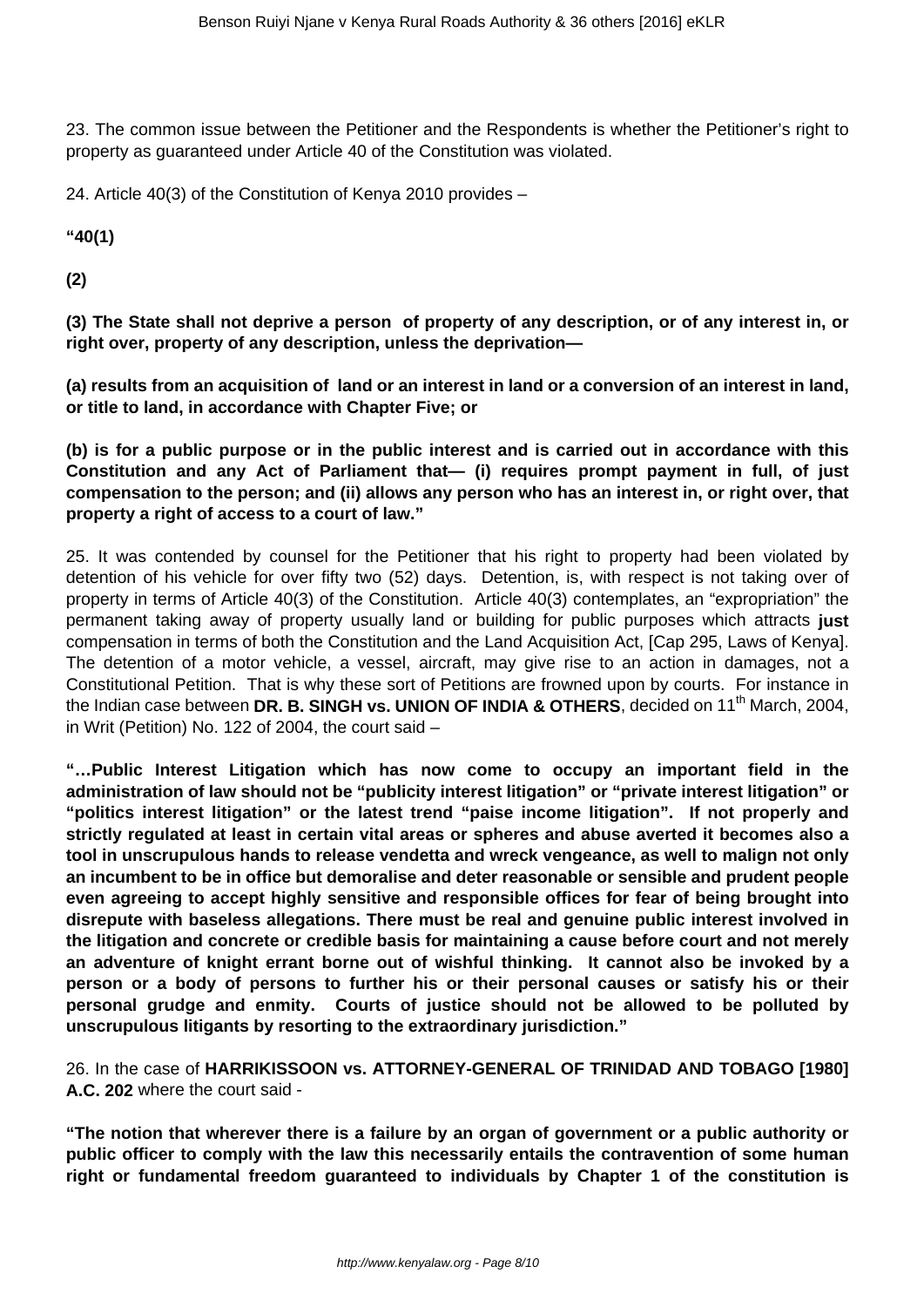23. The common issue between the Petitioner and the Respondents is whether the Petitioner's right to property as guaranteed under Article 40 of the Constitution was violated.

24. Article 40(3) of the Constitution of Kenya 2010 provides –

**"40(1)**

**(2)**

**(3) The State shall not deprive a person of property of any description, or of any interest in, or right over, property of any description, unless the deprivation—**

**(a) results from an acquisition of land or an interest in land or a conversion of an interest in land, or title to land, in accordance with Chapter Five; or**

**(b) is for a public purpose or in the public interest and is carried out in accordance with this Constitution and any Act of Parliament that— (i) requires prompt payment in full, of just compensation to the person; and (ii) allows any person who has an interest in, or right over, that property a right of access to a court of law."**

25. It was contended by counsel for the Petitioner that his right to property had been violated by detention of his vehicle for over fifty two (52) days. Detention, is, with respect is not taking over of property in terms of Article 40(3) of the Constitution. Article 40(3) contemplates, an "expropriation" the permanent taking away of property usually land or building for public purposes which attracts **just** compensation in terms of both the Constitution and the Land Acquisition Act, [Cap 295, Laws of Kenya]. The detention of a motor vehicle, a vessel, aircraft, may give rise to an action in damages, not a Constitutional Petition. That is why these sort of Petitions are frowned upon by courts. For instance in the Indian case between **DR. B. SINGH vs. UNION OF INDIA & OTHERS**, decided on 11th March, 2004, in Writ (Petition) No. 122 of 2004, the court said –

**"…Public Interest Litigation which has now come to occupy an important field in the administration of law should not be "publicity interest litigation" or "private interest litigation" or "politics interest litigation" or the latest trend "paise income litigation". If not properly and strictly regulated at least in certain vital areas or spheres and abuse averted it becomes also a tool in unscrupulous hands to release vendetta and wreck vengeance, as well to malign not only an incumbent to be in office but demoralise and deter reasonable or sensible and prudent people even agreeing to accept highly sensitive and responsible offices for fear of being brought into disrepute with baseless allegations. There must be real and genuine public interest involved in the litigation and concrete or credible basis for maintaining a cause before court and not merely an adventure of knight errant borne out of wishful thinking. It cannot also be invoked by a person or a body of persons to further his or their personal causes or satisfy his or their personal grudge and enmity. Courts of justice should not be allowed to be polluted by unscrupulous litigants by resorting to the extraordinary jurisdiction."**

26. In the case of **HARRIKISSOON vs. ATTORNEY-GENERAL OF TRINIDAD AND TOBAGO [1980] A.C. 202** where the court said -

**"The notion that wherever there is a failure by an organ of government or a public authority or public officer to comply with the law this necessarily entails the contravention of some human right or fundamental freedom guaranteed to individuals by Chapter 1 of the constitution is**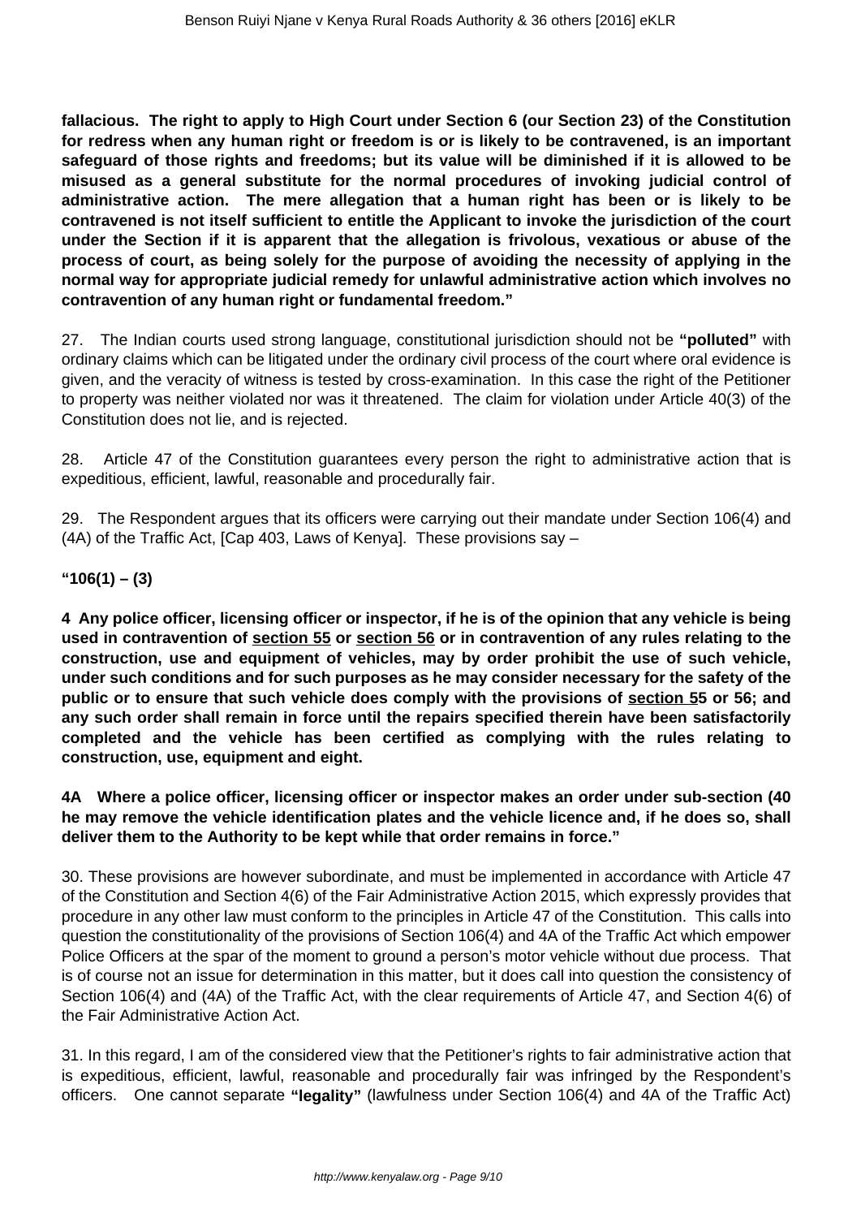**fallacious. The right to apply to High Court under Section 6 (our Section 23) of the Constitution for redress when any human right or freedom is or is likely to be contravened, is an important safeguard of those rights and freedoms; but its value will be diminished if it is allowed to be misused as a general substitute for the normal procedures of invoking judicial control of administrative action. The mere allegation that a human right has been or is likely to be contravened is not itself sufficient to entitle the Applicant to invoke the jurisdiction of the court under the Section if it is apparent that the allegation is frivolous, vexatious or abuse of the process of court, as being solely for the purpose of avoiding the necessity of applying in the normal way for appropriate judicial remedy for unlawful administrative action which involves no contravention of any human right or fundamental freedom."**

27. The Indian courts used strong language, constitutional jurisdiction should not be **"polluted"** with ordinary claims which can be litigated under the ordinary civil process of the court where oral evidence is given, and the veracity of witness is tested by cross-examination. In this case the right of the Petitioner to property was neither violated nor was it threatened. The claim for violation under Article 40(3) of the Constitution does not lie, and is rejected.

28. Article 47 of the Constitution guarantees every person the right to administrative action that is expeditious, efficient, lawful, reasonable and procedurally fair.

29. The Respondent argues that its officers were carrying out their mandate under Section 106(4) and (4A) of the Traffic Act, [Cap 403, Laws of Kenya]. These provisions say –

**"106(1) – (3)**

**4 Any police officer, licensing officer or inspector, if he is of the opinion that any vehicle is being used in contravention of section 55 or section 56 or in contravention of any rules relating to the construction, use and equipment of vehicles, may by order prohibit the use of such vehicle, under such conditions and for such purposes as he may consider necessary for the safety of the public or to ensure that such vehicle does comply with the provisions of section 55 or 56; and any such order shall remain in force until the repairs specified therein have been satisfactorily completed and the vehicle has been certified as complying with the rules relating to construction, use, equipment and eight.**

**4A Where a police officer, licensing officer or inspector makes an order under sub-section (40 he may remove the vehicle identification plates and the vehicle licence and, if he does so, shall deliver them to the Authority to be kept while that order remains in force."**

30. These provisions are however subordinate, and must be implemented in accordance with Article 47 of the Constitution and Section 4(6) of the Fair Administrative Action 2015, which expressly provides that procedure in any other law must conform to the principles in Article 47 of the Constitution. This calls into question the constitutionality of the provisions of Section 106(4) and 4A of the Traffic Act which empower Police Officers at the spar of the moment to ground a person's motor vehicle without due process. That is of course not an issue for determination in this matter, but it does call into question the consistency of Section 106(4) and (4A) of the Traffic Act, with the clear requirements of Article 47, and Section 4(6) of the Fair Administrative Action Act.

31. In this regard, I am of the considered view that the Petitioner's rights to fair administrative action that is expeditious, efficient, lawful, reasonable and procedurally fair was infringed by the Respondent's officers. One cannot separate **"legality"** (lawfulness under Section 106(4) and 4A of the Traffic Act)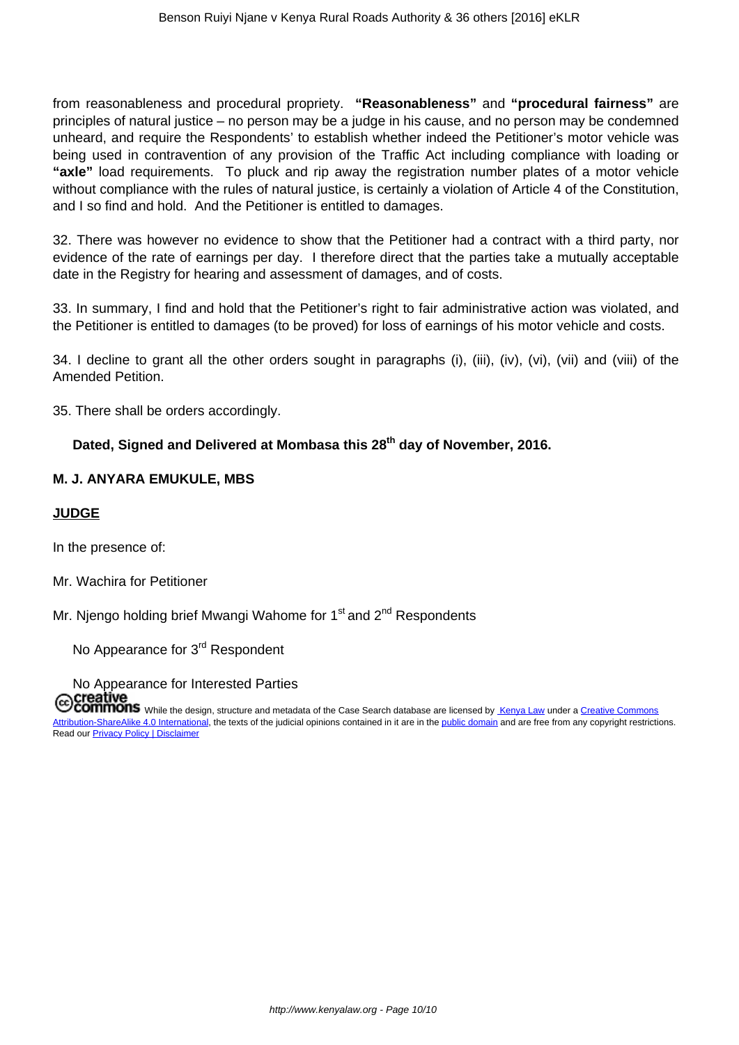from reasonableness and procedural propriety. **"Reasonableness"** and **"procedural fairness"** are principles of natural justice – no person may be a judge in his cause, and no person may be condemned unheard, and require the Respondents' to establish whether indeed the Petitioner's motor vehicle was being used in contravention of any provision of the Traffic Act including compliance with loading or **"axle"** load requirements. To pluck and rip away the registration number plates of a motor vehicle without compliance with the rules of natural justice, is certainly a violation of Article 4 of the Constitution, and I so find and hold. And the Petitioner is entitled to damages.

32. There was however no evidence to show that the Petitioner had a contract with a third party, nor evidence of the rate of earnings per day. I therefore direct that the parties take a mutually acceptable date in the Registry for hearing and assessment of damages, and of costs.

33. In summary, I find and hold that the Petitioner's right to fair administrative action was violated, and the Petitioner is entitled to damages (to be proved) for loss of earnings of his motor vehicle and costs.

34. I decline to grant all the other orders sought in paragraphs (i), (iii), (iv), (vi), (vii) and (viii) of the Amended Petition.

35. There shall be orders accordingly.

**Dated, Signed and Delivered at Mombasa this 28th day of November, 2016.**

**M. J. ANYARA EMUKULE, MBS**

**JUDGE**

In the presence of:

Mr. Wachira for Petitioner

Mr. Njengo holding brief Mwangi Wahome for 1st and 2nd Respondents

No Appearance for 3rd Respondent

No Appearance for Interested Parties

While the design, structure and metadata of the Case Search database are licensed by Kenya Law under a Creative Commons Attribution-ShareAlike 4.0 International, the texts of the judicial opinions contained in it are in the public domain and are free from any copyright restrictions. Read our Privacy Policy | Disclaimer